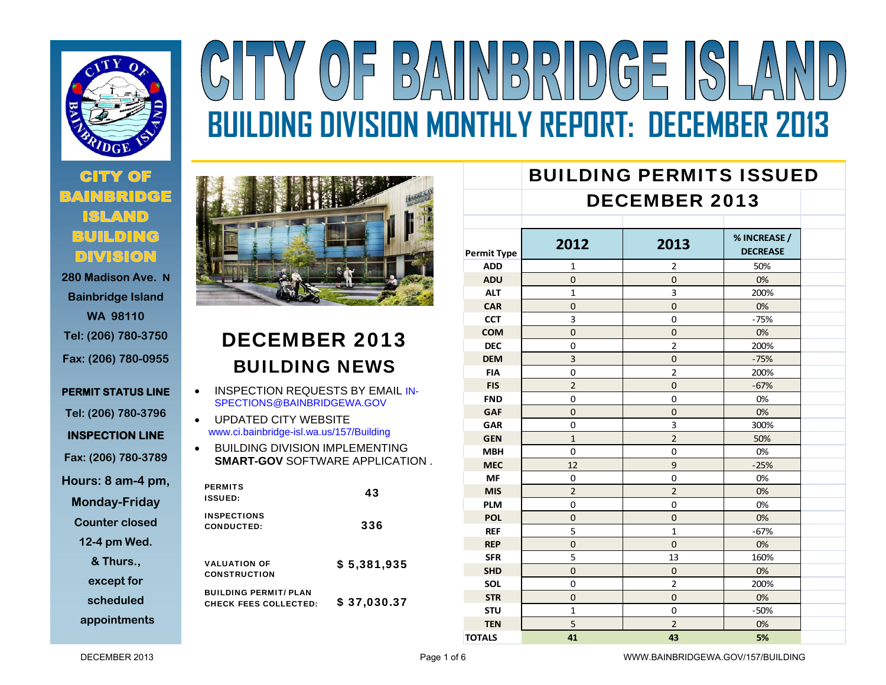# CITY OF BAINBRIDGE ISLAND

## BUILDING DIVISION MONTHLY REPORT: DECEMBER 2013

**CITY OF BAINBRIDGE ISLAND BUILDING DIVISION**

280 Madison Ave. N
Bainbridge Island
WA 98110
Tel: (206) 780-3750
Fax: (206) 780-0955

**PERMIT STATUS LINE**
Tel: (206) 780-3796

**INSPECTION LINE**
Fax: (206) 780-3789

Hours: 8 am-4 pm, Monday-Friday
Counter closed 12-4 pm Wed. & Thurs., except for scheduled appointments

## DECEMBER 2013 BUILDING NEWS

- INSPECTION REQUESTS BY EMAIL IN-SPECTIONS@BAINBRIDGEWA.GOV
- UPDATED CITY WEBSITE www.ci.bainbridge-isl.wa.us/157/Building
- BUILDING DIVISION IMPLEMENTING **SMART-GOV** SOFTWARE APPLICATION .

| | |
|---|---|
| PERMITS ISSUED: | 43 |
| INSPECTIONS CONDUCTED: | 336 |
| VALUATION OF CONSTRUCTION | $ 5,381,935 |
| BUILDING PERMIT/ PLAN CHECK FEES COLLECTED: | $ 37,030.37 |

## BUILDING PERMITS ISSUED DECEMBER 2013

| Permit Type | 2012 | 2013 | % INCREASE / DECREASE |
|---|---|---|---|
| ADD | 1 | 2 | 50% |
| ADU | 0 | 0 | 0% |
| ALT | 1 | 3 | 200% |
| CAR | 0 | 0 | 0% |
| CCT | 3 | 0 | -75% |
| COM | 0 | 0 | 0% |
| DEC | 0 | 2 | 200% |
| DEM | 3 | 0 | -75% |
| FIA | 0 | 2 | 200% |
| FIS | 2 | 0 | -67% |
| FND | 0 | 0 | 0% |
| GAF | 0 | 0 | 0% |
| GAR | 0 | 3 | 300% |
| GEN | 1 | 2 | 50% |
| MBH | 0 | 0 | 0% |
| MEC | 12 | 9 | -25% |
| MF | 0 | 0 | 0% |
| MIS | 2 | 2 | 0% |
| PLM | 0 | 0 | 0% |
| POL | 0 | 0 | 0% |
| REF | 5 | 1 | -67% |
| REP | 0 | 0 | 0% |
| SFR | 5 | 13 | 160% |
| SHD | 0 | 0 | 0% |
| SOL | 0 | 2 | 200% |
| STR | 0 | 0 | 0% |
| STU | 1 | 0 | -50% |
| TEN | 5 | 2 | 0% |
| TOTALS | 41 | 43 | 5% |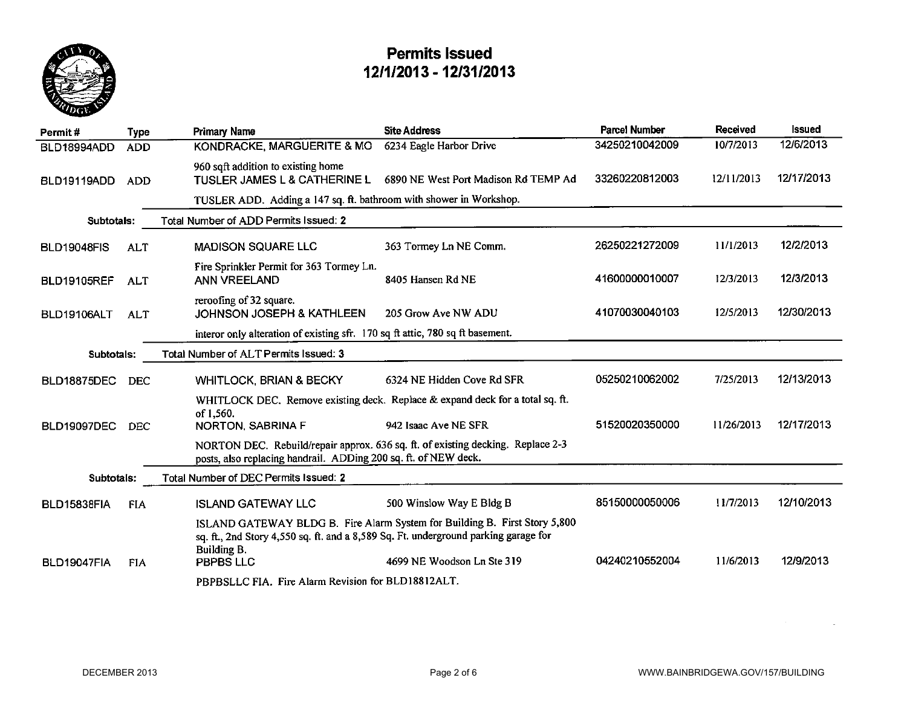# Permits Issued
## 12/1/2013 - 12/31/2013

| Permit # | Type | Primary Name | Site Address | Parcel Number | Received | Issued |
|---|---|---|---|---|---|---|
| BLD18994ADD | ADD | KONDRACKE, MARGUERITE & MO | 6234 Eagle Harbor Drive | 34250210042009 | 10/7/2013 | 12/6/2013 |
| | | 960 sqft addition to existing home | | | | |
| BLD19119ADD | ADD | TUSLER JAMES L & CATHERINE L | 6890 NE West Port Madison Rd TEMP Ad | 33260220812003 | 12/11/2013 | 12/17/2013 |
| | | TUSLER ADD. Adding a 147 sq. ft. bathroom with shower in Workshop. | | | | |
| **Subtotals:** | | Total Number of ADD Permits Issued: 2 | | | | |
| BLD19048FIS | ALT | MADISON SQUARE LLC | 363 Tormey Ln NE Comm. | 26250221272009 | 11/1/2013 | 12/2/2013 |
| | | Fire Sprinkler Permit for 363 Tormey Ln. | | | | |
| BLD19105REF | ALT | ANN VREELAND | 8405 Hansen Rd NE | 41600000010007 | 12/3/2013 | 12/3/2013 |
| | | reroofing of 32 square. | | | | |
| BLD19106ALT | ALT | JOHNSON JOSEPH & KATHLEEN | 205 Grow Ave NW ADU | 41070030040103 | 12/5/2013 | 12/30/2013 |
| | | interor only alteration of existing sfr. 170 sq ft attic, 780 sq ft basement. | | | | |
| **Subtotals:** | | Total Number of ALT Permits Issued: 3 | | | | |
| BLD18875DEC | DEC | WHITLOCK, BRIAN & BECKY | 6324 NE Hidden Cove Rd SFR | 05250210062002 | 7/25/2013 | 12/13/2013 |
| | | WHITLOCK DEC. Remove existing deck. Replace & expand deck for a total sq. ft. of 1,560. | | | | |
| BLD19097DEC | DEC | NORTON, SABRINA F | 942 Isaac Ave NE SFR | 51520020350000 | 11/26/2013 | 12/17/2013 |
| | | NORTON DEC. Rebuild/repair approx. 636 sq. ft. of existing decking. Replace 2-3 posts, also replacing handrail. ADDing 200 sq. ft. of NEW deck. | | | | |
| **Subtotals:** | | Total Number of DEC Permits Issued: 2 | | | | |
| BLD15838FIA | FIA | ISLAND GATEWAY LLC | 500 Winslow Way E Bldg B | 85150000050006 | 11/7/2013 | 12/10/2013 |
| | | ISLAND GATEWAY BLDG B. Fire Alarm System for Building B. First Story 5,800 sq. ft., 2nd Story 4,550 sq. ft. and a 8,589 Sq. Ft. underground parking garage for Building B. | | | | |
| BLD19047FIA | FIA | PBPBS LLC | 4699 NE Woodson Ln Ste 319 | 04240210552004 | 11/6/2013 | 12/9/2013 |
| | | PBPBSLLC FIA. Fire Alarm Revision for BLD18812ALT. | | | | |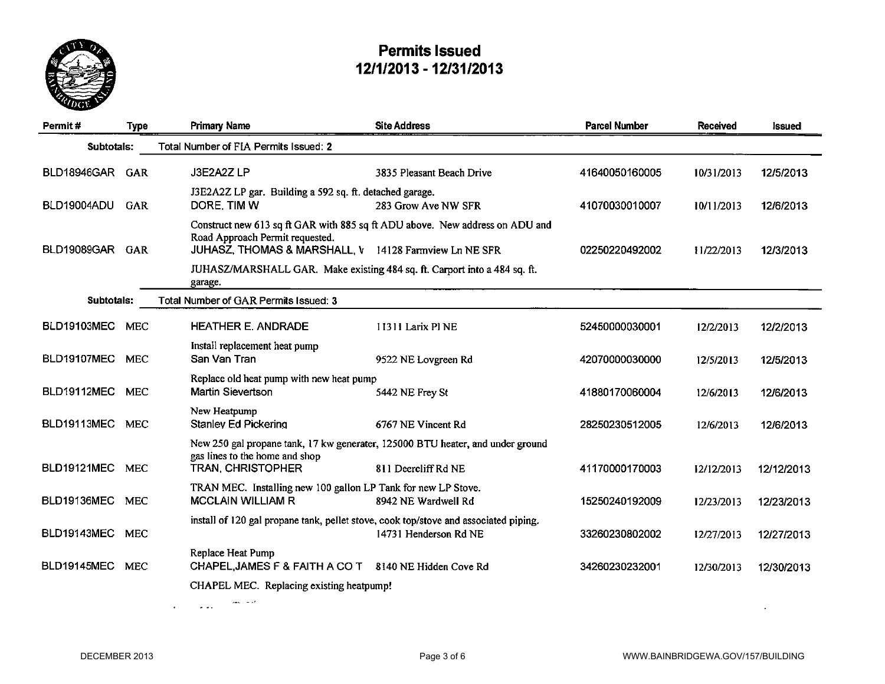# Permits Issued
## 12/1/2013 - 12/31/2013

| Permit # | Type | Primary Name | Site Address | Parcel Number | Received | Issued |
|---|---|---|---|---|---|---|
| **Subtotals:** | | Total Number of FIA Permits Issued: 2 | | | | |
| BLD18946GAR | GAR | J3E2A2Z LP | 3835 Pleasant Beach Drive | 41640050160005 | 10/31/2013 | 12/5/2013 |
| | | J3E2A2Z LP gar. Building a 592 sq. ft. detached garage. | | | | |
| BLD19004ADU | GAR | DORE, TIM W | 283 Grow Ave NW SFR | 41070030010007 | 10/11/2013 | 12/6/2013 |
| | | Construct new 613 sq ft GAR with 885 sq ft ADU above. New address on ADU and Road Approach Permit requested. | | | | |
| BLD19089GAR | GAR | JUHASZ, THOMAS & MARSHALL, V | 14128 Farmview Ln NE SFR | 02250220492002 | 11/22/2013 | 12/3/2013 |
| | | JUHASZ/MARSHALL GAR. Make existing 484 sq. ft. Carport into a 484 sq. ft. garage. | | | | |
| **Subtotals:** | | Total Number of GAR Permits Issued: 3 | | | | |
| BLD19103MEC | MEC | HEATHER E. ANDRADE | 11311 Larix Pl NE | 52450000030001 | 12/2/2013 | 12/2/2013 |
| | | Install replacement heat pump | | | | |
| BLD19107MEC | MEC | San Van Tran | 9522 NE Lovgreen Rd | 42070000030000 | 12/5/2013 | 12/5/2013 |
| | | Replace old heat pump with new heat pump | | | | |
| BLD19112MEC | MEC | Martin Sievertson | 5442 NE Frey St | 41880170060004 | 12/6/2013 | 12/6/2013 |
| | | New Heatpump | | | | |
| BLD19113MEC | MEC | Stanley Ed Pickering | 6767 NE Vincent Rd | 28250230512005 | 12/6/2013 | 12/6/2013 |
| | | New 250 gal propane tank, 17 kw generater, 125000 BTU heater, and under ground gas lines to the home and shop | | | | |
| BLD19121MEC | MEC | TRAN, CHRISTOPHER | 811 Deercliff Rd NE | 41170000170003 | 12/12/2013 | 12/12/2013 |
| | | TRAN MEC. Installing new 100 gallon LP Tank for new LP Stove. | | | | |
| BLD19136MEC | MEC | MCCLAIN WILLIAM R | 8942 NE Wardwell Rd | 15250240192009 | 12/23/2013 | 12/23/2013 |
| | | install of 120 gal propane tank, pellet stove, cook top/stove and associated piping. | | | | |
| BLD19143MEC | MEC | | 14731 Henderson Rd NE | 33260230802002 | 12/27/2013 | 12/27/2013 |
| | | Replace Heat Pump | | | | |
| BLD19145MEC | MEC | CHAPEL,JAMES F & FAITH A CO T | 8140 NE Hidden Cove Rd | 34260230232001 | 12/30/2013 | 12/30/2013 |
| | | CHAPEL MEC. Replacing existing heatpump! | | | | |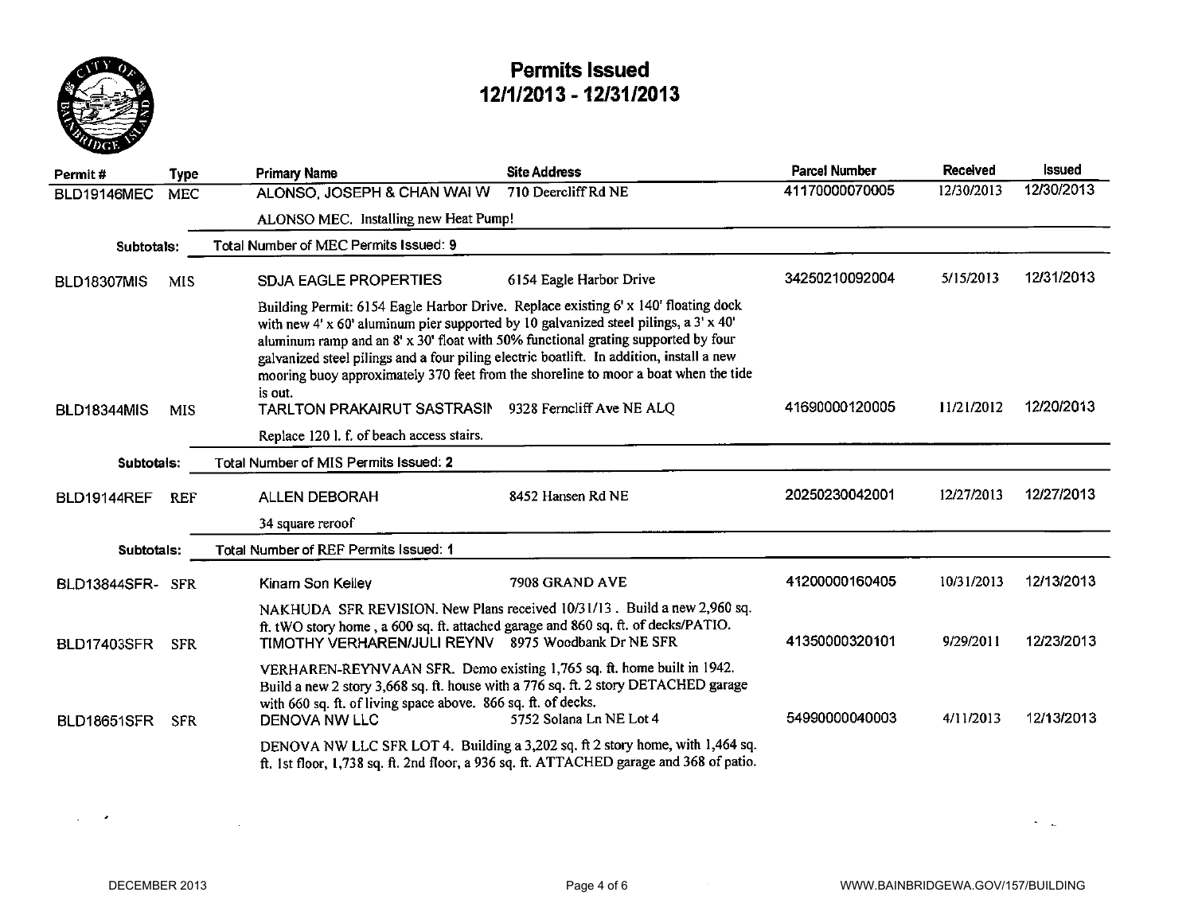# Permits Issued
## 12/1/2013 - 12/31/2013

| Permit # | Type | Primary Name | Site Address | Parcel Number | Received | Issued |
|---|---|---|---|---|---|---|
| BLD19146MEC | MEC | ALONSO, JOSEPH & CHAN WAI W | 710 Deercliff Rd NE | 41170000070005 | 12/30/2013 | 12/30/2013 |
| | | ALONSO MEC. Installing new Heat Pump! | | | | |
| **Subtotals:** | | **Total Number of MEC Permits Issued: 9** | | | | |
| BLD18307MIS | MIS | SDJA EAGLE PROPERTIES | 6154 Eagle Harbor Drive | 34250210092004 | 5/15/2013 | 12/31/2013 |
| | | Building Permit: 6154 Eagle Harbor Drive. Replace existing 6' x 140' floating dock with new 4' x 60' aluminum pier supported by 10 galvanized steel pilings, a 3' x 40' aluminum ramp and an 8' x 30' float with 50% functional grating supported by four galvanized steel pilings and a four piling electric boatlift. In addition, install a new mooring buoy approximately 370 feet from the shoreline to moor a boat when the tide is out. | | | | |
| BLD18344MIS | MIS | TARLTON PRAKAIRUT SASTRASIN | 9328 Ferncliff Ave NE ALQ | 41690000120005 | 11/21/2012 | 12/20/2013 |
| | | Replace 120 l. f. of beach access stairs. | | | | |
| **Subtotals:** | | **Total Number of MIS Permits Issued: 2** | | | | |
| BLD19144REF | REF | ALLEN DEBORAH | 8452 Hansen Rd NE | 20250230042001 | 12/27/2013 | 12/27/2013 |
| | | 34 square reroof | | | | |
| **Subtotals:** | | **Total Number of REF Permits Issued: 1** | | | | |
| BLD13844SFR- | SFR | Kinam Son Kelley | 7908 GRAND AVE | 41200000160405 | 10/31/2013 | 12/13/2013 |
| | | NAKHUDA SFR REVISION. New Plans received 10/31/13 . Build a new 2,960 sq. ft. tWO story home , a 600 sq. ft. attached garage and 860 sq. ft. of decks/PATIO. | | | | |
| BLD17403SFR | SFR | TIMOTHY VERHAREN/JULI REYNV | 8975 Woodbank Dr NE SFR | 41350000320101 | 9/29/2011 | 12/23/2013 |
| | | VERHAREN-REYNVAAN SFR. Demo existing 1,765 sq. ft. home built in 1942. Build a new 2 story 3,668 sq. ft. house with a 776 sq. ft. 2 story DETACHED garage with 660 sq. ft. of living space above. 866 sq. ft. of decks. | | | | |
| BLD18651SFR | SFR | DENOVA NW LLC | 5752 Solana Ln NE Lot 4 | 54990000040003 | 4/11/2013 | 12/13/2013 |
| | | DENOVA NW LLC SFR LOT 4. Building a 3,202 sq. ft 2 story home, with 1,464 sq. ft. 1st floor, 1,738 sq. ft. 2nd floor, a 936 sq. ft. ATTACHED garage and 368 of patio. | | | | |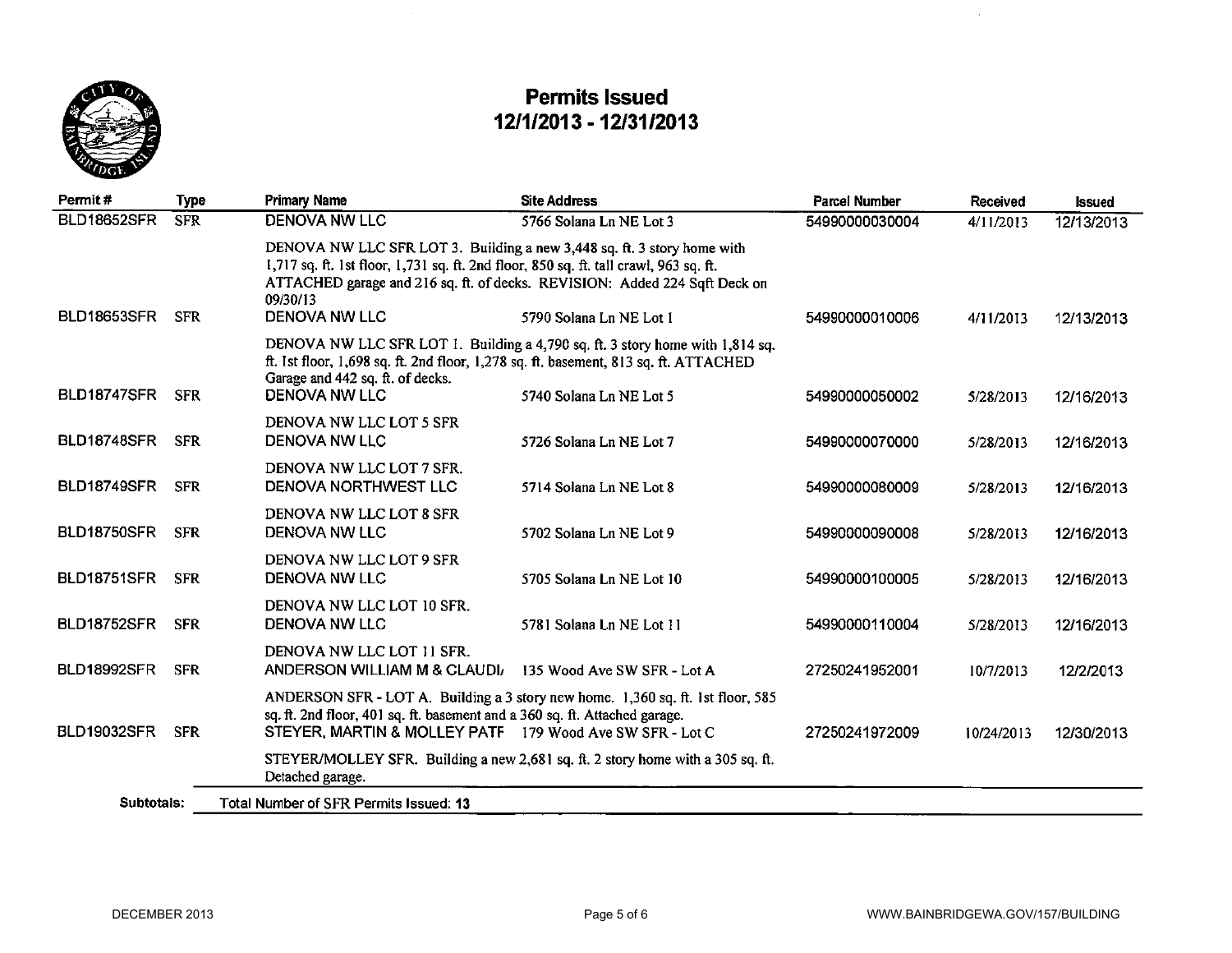# Permits Issued
## 12/1/2013 - 12/31/2013

| Permit # | Type | Primary Name | Site Address | Parcel Number | Received | Issued |
|---|---|---|---|---|---|---|
| BLD18652SFR | SFR | DENOVA NW LLC | 5766 Solana Ln NE Lot 3 | 54990000030004 | 4/11/2013 | 12/13/2013 |
| | | DENOVA NW LLC SFR LOT 3. Building a new 3,448 sq. ft. 3 story home with 1,717 sq. ft. 1st floor, 1,731 sq. ft. 2nd floor, 850 sq. ft. tall crawl, 963 sq. ft. ATTACHED garage and 216 sq. ft. of decks. REVISION: Added 224 Sqft Deck on 09/30/13 | | | | |
| BLD18653SFR | SFR | DENOVA NW LLC | 5790 Solana Ln NE Lot 1 | 54990000010006 | 4/11/2013 | 12/13/2013 |
| | | DENOVA NW LLC SFR LOT 1. Building a 4,790 sq. ft. 3 story home with 1,814 sq. ft. 1st floor, 1,698 sq. ft. 2nd floor, 1,278 sq. ft. basement, 813 sq. ft. ATTACHED Garage and 442 sq. ft. of decks. | | | | |
| BLD18747SFR | SFR | DENOVA NW LLC | 5740 Solana Ln NE Lot 5 | 54990000050002 | 5/28/2013 | 12/16/2013 |
| | | DENOVA NW LLC LOT 5 SFR | | | | |
| BLD18748SFR | SFR | DENOVA NW LLC | 5726 Solana Ln NE Lot 7 | 54990000070000 | 5/28/2013 | 12/16/2013 |
| | | DENOVA NW LLC LOT 7 SFR. | | | | |
| BLD18749SFR | SFR | DENOVA NORTHWEST LLC | 5714 Solana Ln NE Lot 8 | 54990000080009 | 5/28/2013 | 12/16/2013 |
| | | DENOVA NW LLC LOT 8 SFR | | | | |
| BLD18750SFR | SFR | DENOVA NW LLC | 5702 Solana Ln NE Lot 9 | 54990000090008 | 5/28/2013 | 12/16/2013 |
| | | DENOVA NW LLC LOT 9 SFR | | | | |
| BLD18751SFR | SFR | DENOVA NW LLC | 5705 Solana Ln NE Lot 10 | 54990000100005 | 5/28/2013 | 12/16/2013 |
| | | DENOVA NW LLC LOT 10 SFR. | | | | |
| BLD18752SFR | SFR | DENOVA NW LLC | 5781 Solana Ln NE Lot 11 | 54990000110004 | 5/28/2013 | 12/16/2013 |
| | | DENOVA NW LLC LOT 11 SFR. | | | | |
| BLD18992SFR | SFR | ANDERSON WILLIAM M & CLAUDI/ | 135 Wood Ave SW SFR - Lot A | 27250241952001 | 10/7/2013 | 12/2/2013 |
| | | ANDERSON SFR - LOT A. Building a 3 story new home. 1,360 sq. ft. 1st floor, 585 sq. ft. 2nd floor, 401 sq. ft. basement and a 360 sq. ft. Attached garage. | | | | |
| BLD19032SFR | SFR | STEYER, MARTIN & MOLLEY PATF | 179 Wood Ave SW SFR - Lot C | 27250241972009 | 10/24/2013 | 12/30/2013 |
| | | STEYER/MOLLEY SFR. Building a new 2,681 sq. ft. 2 story home with a 305 sq. ft. Detached garage. | | | | |

**Subtotals:** Total Number of SFR Permits Issued: **13**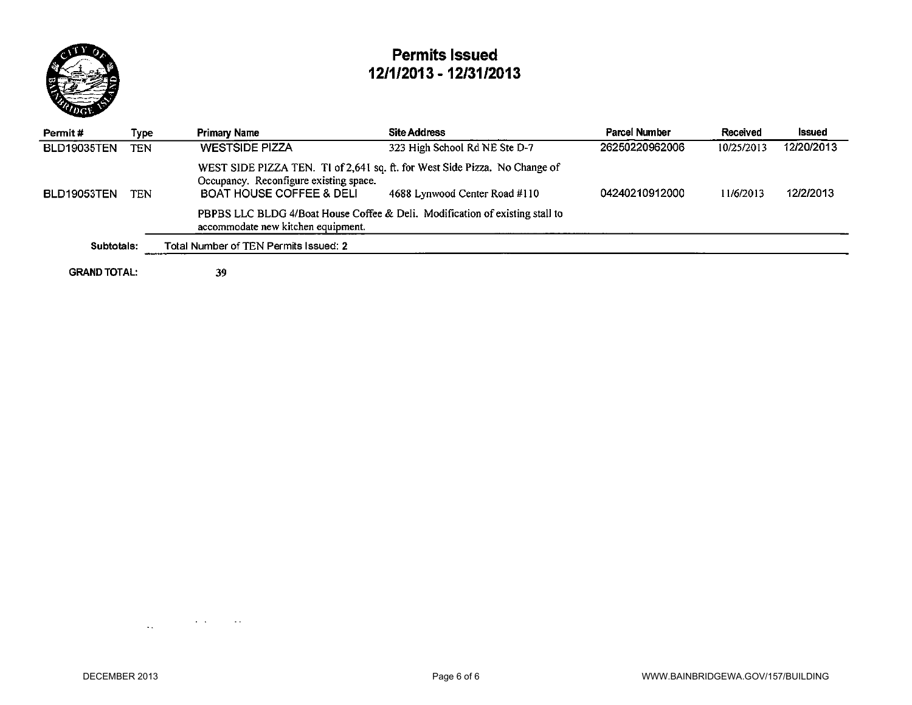# Permits Issued
## 12/1/2013 - 12/31/2013

| Permit # | Type | Primary Name | Site Address | Parcel Number | Received | Issued |
|---|---|---|---|---|---|---|
| BLD19035TEN | TEN | WESTSIDE PIZZA | 323 High School Rd NE Ste D-7 | 26250220962006 | 10/25/2013 | 12/20/2013 |
| | | WEST SIDE PIZZA TEN. TI of 2,641 sq. ft. for West Side Pizza. No Change of Occupancy. Reconfigure existing space. | | | | |
| BLD19053TEN | TEN | BOAT HOUSE COFFEE & DELI | 4688 Lynwood Center Road #110 | 04240210912000 | 11/6/2013 | 12/2/2013 |
| | | PBPBS LLC BLDG 4/Boat House Coffee & Deli. Modification of existing stall to accommodate new kitchen equipment. | | | | |
| **Subtotals:** | | Total Number of TEN Permits Issued: 2 | | | | |

**GRAND TOTAL:** 39